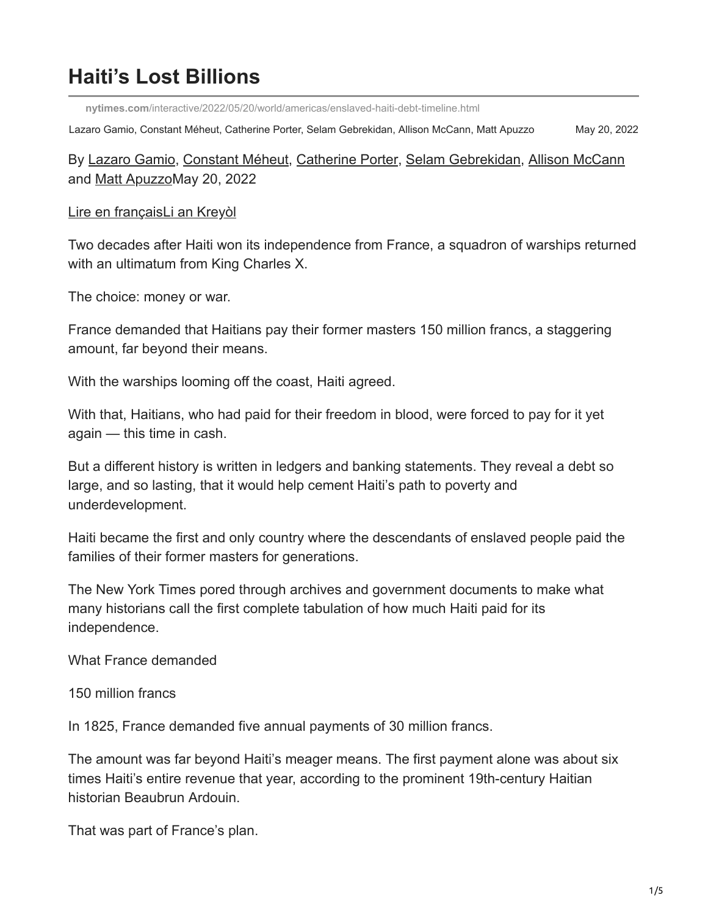# Haiti's Lost Billions

nytimes.com/interactive/2022/05/20/world/americas/enslaved-haiti-debt-timeline.html

Lazaro Gamio, Constant Méheut, Catherine Porter, Selam Gebrekidan, Allison McCann, Matt Apuzzo May 20, 2022

By Lazaro Gamio, Constant Méheut, Catherine Porter, Selam Gebrekidan, Allison McCann and Matt ApuzzoMay 20, 2022

Lire en françaisLi an Kreyòl

Two decades after Haiti won its independence from France, a squadron of warships returned with an ultimatum from King Charles X.

The choice: money or war.

France demanded that Haitians pay their former masters 150 million francs, a staggering amount, far beyond their means.

With the warships looming off the coast, Haiti agreed.

With that, Haitians, who had paid for their freedom in blood, were forced to pay for it yet again — this time in cash.

But a different history is written in ledgers and banking statements. They reveal a debt so large, and so lasting, that it would help cement Haiti's path to poverty and underdevelopment.

Haiti became the first and only country where the descendants of enslaved people paid the families of their former masters for generations.

The New York Times pored through archives and government documents to make what many historians call the first complete tabulation of how much Haiti paid for its independence.

What France demanded

150 million francs

In 1825, France demanded five annual payments of 30 million francs.

The amount was far beyond Haiti's meager means. The first payment alone was about six times Haiti's entire revenue that year, according to the prominent 19th-century Haitian historian Beaubrun Ardouin.

That was part of France's plan.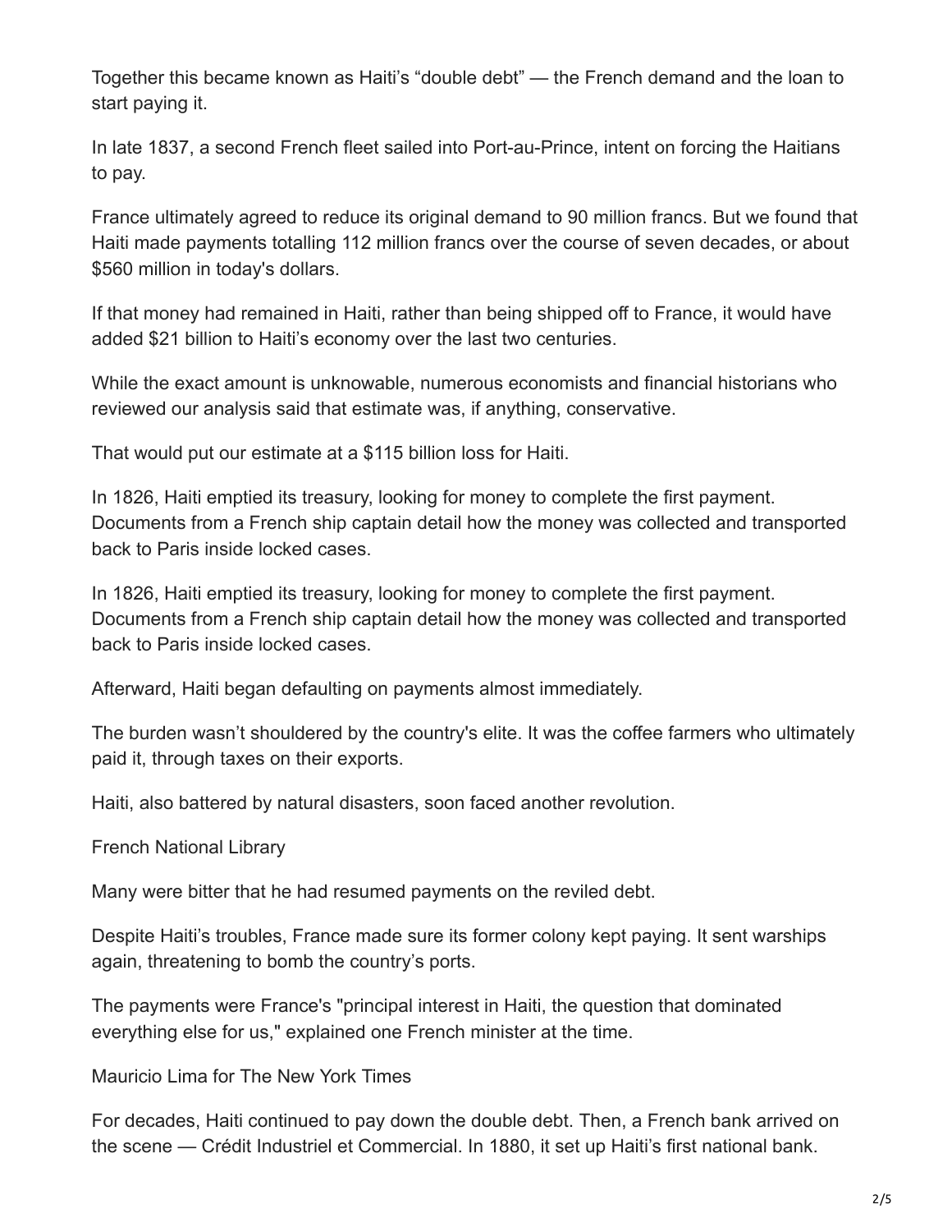Together this became known as Haiti's "double debt" — the French demand and the loan to start paying it.

In late 1837, a second French fleet sailed into Port-au-Prince, intent on forcing the Haitians to pay.

France ultimately agreed to reduce its original demand to 90 million francs. But we found that Haiti made payments totalling 112 million francs over the course of seven decades, or about $560 million in today's dollars.

If that money had remained in Haiti, rather than being shipped off to France, it would have added $21 billion to Haiti's economy over the last two centuries.

While the exact amount is unknowable, numerous economists and financial historians who reviewed our analysis said that estimate was, if anything, conservative.

That would put our estimate at a $115 billion loss for Haiti.

In 1826, Haiti emptied its treasury, looking for money to complete the first payment. Documents from a French ship captain detail how the money was collected and transported back to Paris inside locked cases.

In 1826, Haiti emptied its treasury, looking for money to complete the first payment. Documents from a French ship captain detail how the money was collected and transported back to Paris inside locked cases.

Afterward, Haiti began defaulting on payments almost immediately.

The burden wasn't shouldered by the country's elite. It was the coffee farmers who ultimately paid it, through taxes on their exports.

Haiti, also battered by natural disasters, soon faced another revolution.

French National Library

Many were bitter that he had resumed payments on the reviled debt.

Despite Haiti's troubles, France made sure its former colony kept paying. It sent warships again, threatening to bomb the country's ports.

The payments were France's "principal interest in Haiti, the question that dominated everything else for us," explained one French minister at the time.

Mauricio Lima for The New York Times

For decades, Haiti continued to pay down the double debt. Then, a French bank arrived on the scene — Crédit Industriel et Commercial. In 1880, it set up Haiti's first national bank.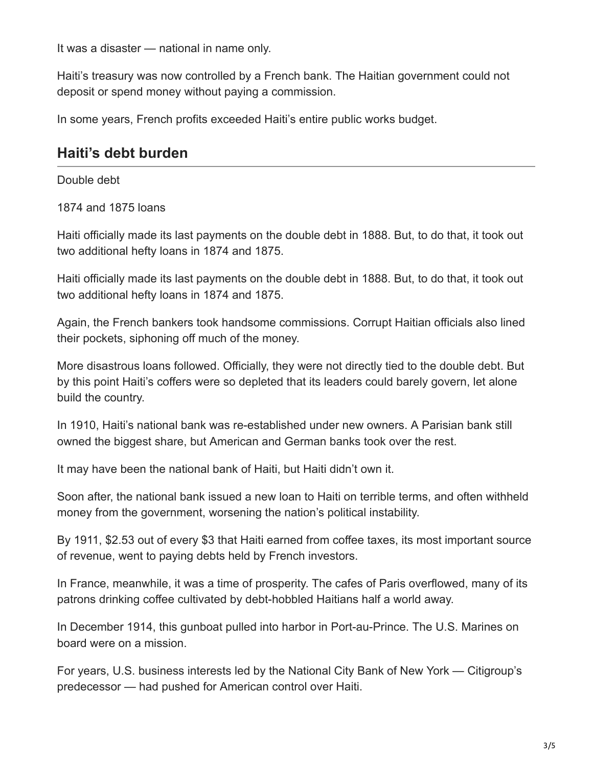It was a disaster — national in name only.

Haiti's treasury was now controlled by a French bank. The Haitian government could not deposit or spend money without paying a commission.

In some years, French profits exceeded Haiti's entire public works budget.

## Haiti's debt burden

Double debt

1874 and 1875 loans

Haiti officially made its last payments on the double debt in 1888. But, to do that, it took out two additional hefty loans in 1874 and 1875.

Haiti officially made its last payments on the double debt in 1888. But, to do that, it took out two additional hefty loans in 1874 and 1875.

Again, the French bankers took handsome commissions. Corrupt Haitian officials also lined their pockets, siphoning off much of the money.

More disastrous loans followed. Officially, they were not directly tied to the double debt. But by this point Haiti's coffers were so depleted that its leaders could barely govern, let alone build the country.

In 1910, Haiti's national bank was re-established under new owners. A Parisian bank still owned the biggest share, but American and German banks took over the rest.

It may have been the national bank of Haiti, but Haiti didn't own it.

Soon after, the national bank issued a new loan to Haiti on terrible terms, and often withheld money from the government, worsening the nation's political instability.

By 1911, $2.53 out of every $3 that Haiti earned from coffee taxes, its most important source of revenue, went to paying debts held by French investors.

In France, meanwhile, it was a time of prosperity. The cafes of Paris overflowed, many of its patrons drinking coffee cultivated by debt-hobbled Haitians half a world away.

In December 1914, this gunboat pulled into harbor in Port-au-Prince. The U.S. Marines on board were on a mission.

For years, U.S. business interests led by the National City Bank of New York — Citigroup's predecessor — had pushed for American control over Haiti.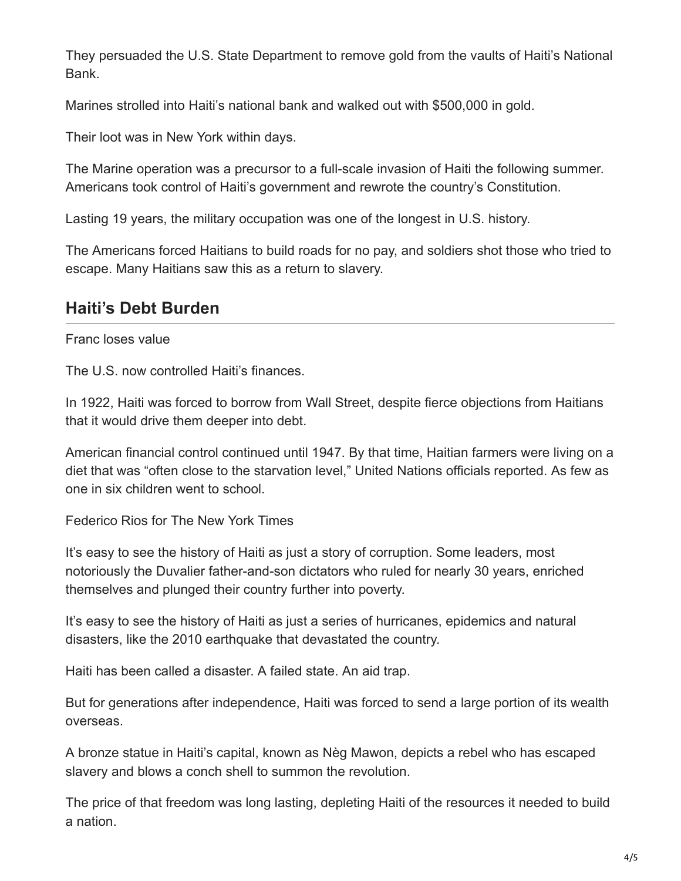They persuaded the U.S. State Department to remove gold from the vaults of Haiti's National Bank.

Marines strolled into Haiti's national bank and walked out with $500,000 in gold.

Their loot was in New York within days.

The Marine operation was a precursor to a full-scale invasion of Haiti the following summer. Americans took control of Haiti's government and rewrote the country's Constitution.

Lasting 19 years, the military occupation was one of the longest in U.S. history.

The Americans forced Haitians to build roads for no pay, and soldiers shot those who tried to escape. Many Haitians saw this as a return to slavery.

## Haiti's Debt Burden

Franc loses value

The U.S. now controlled Haiti's finances.

In 1922, Haiti was forced to borrow from Wall Street, despite fierce objections from Haitians that it would drive them deeper into debt.

American financial control continued until 1947. By that time, Haitian farmers were living on a diet that was "often close to the starvation level," United Nations officials reported. As few as one in six children went to school.

Federico Rios for The New York Times

It's easy to see the history of Haiti as just a story of corruption. Some leaders, most notoriously the Duvalier father-and-son dictators who ruled for nearly 30 years, enriched themselves and plunged their country further into poverty.

It's easy to see the history of Haiti as just a series of hurricanes, epidemics and natural disasters, like the 2010 earthquake that devastated the country.

Haiti has been called a disaster. A failed state. An aid trap.

But for generations after independence, Haiti was forced to send a large portion of its wealth overseas.

A bronze statue in Haiti's capital, known as Nèg Mawon, depicts a rebel who has escaped slavery and blows a conch shell to summon the revolution.

The price of that freedom was long lasting, depleting Haiti of the resources it needed to build a nation.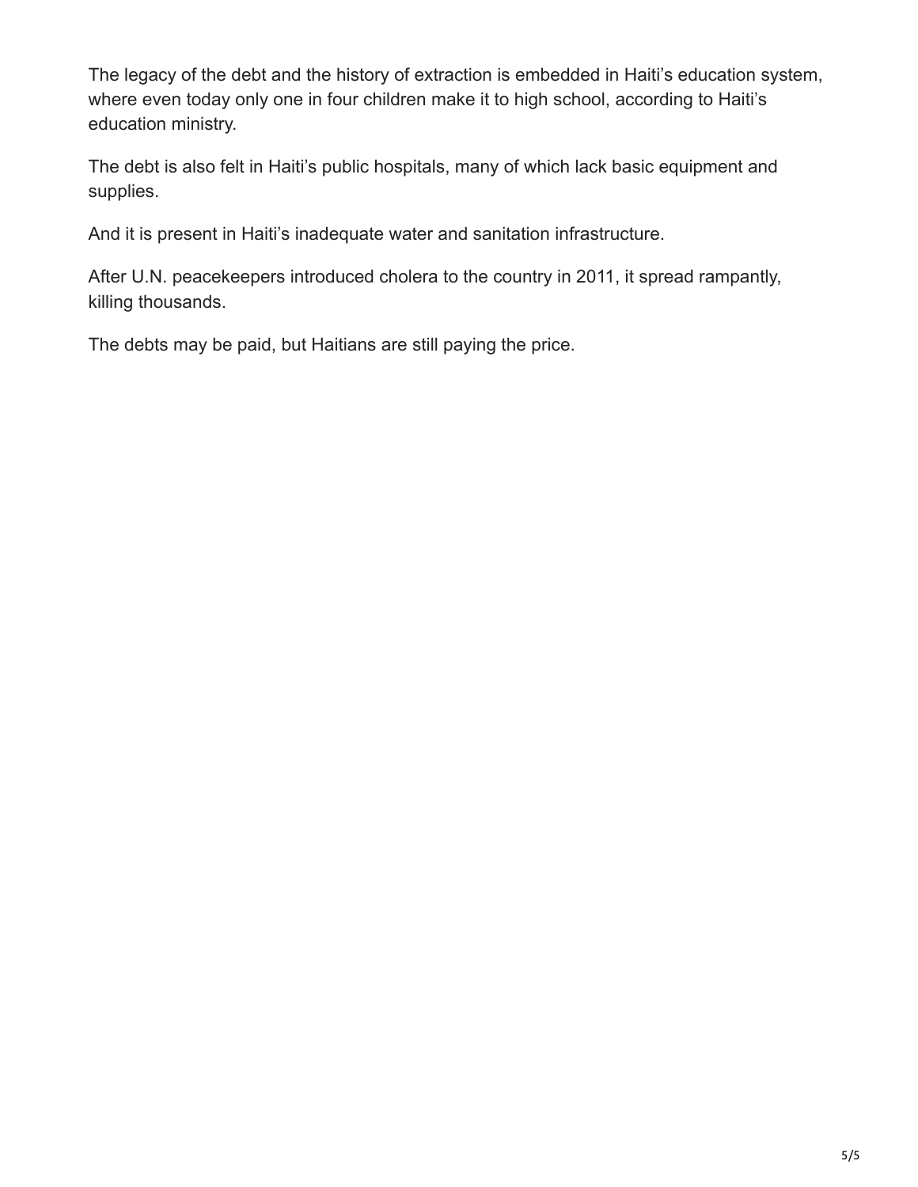The legacy of the debt and the history of extraction is embedded in Haiti's education system, where even today only one in four children make it to high school, according to Haiti's education ministry.

The debt is also felt in Haiti's public hospitals, many of which lack basic equipment and supplies.

And it is present in Haiti's inadequate water and sanitation infrastructure.

After U.N. peacekeepers introduced cholera to the country in 2011, it spread rampantly, killing thousands.

The debts may be paid, but Haitians are still paying the price.